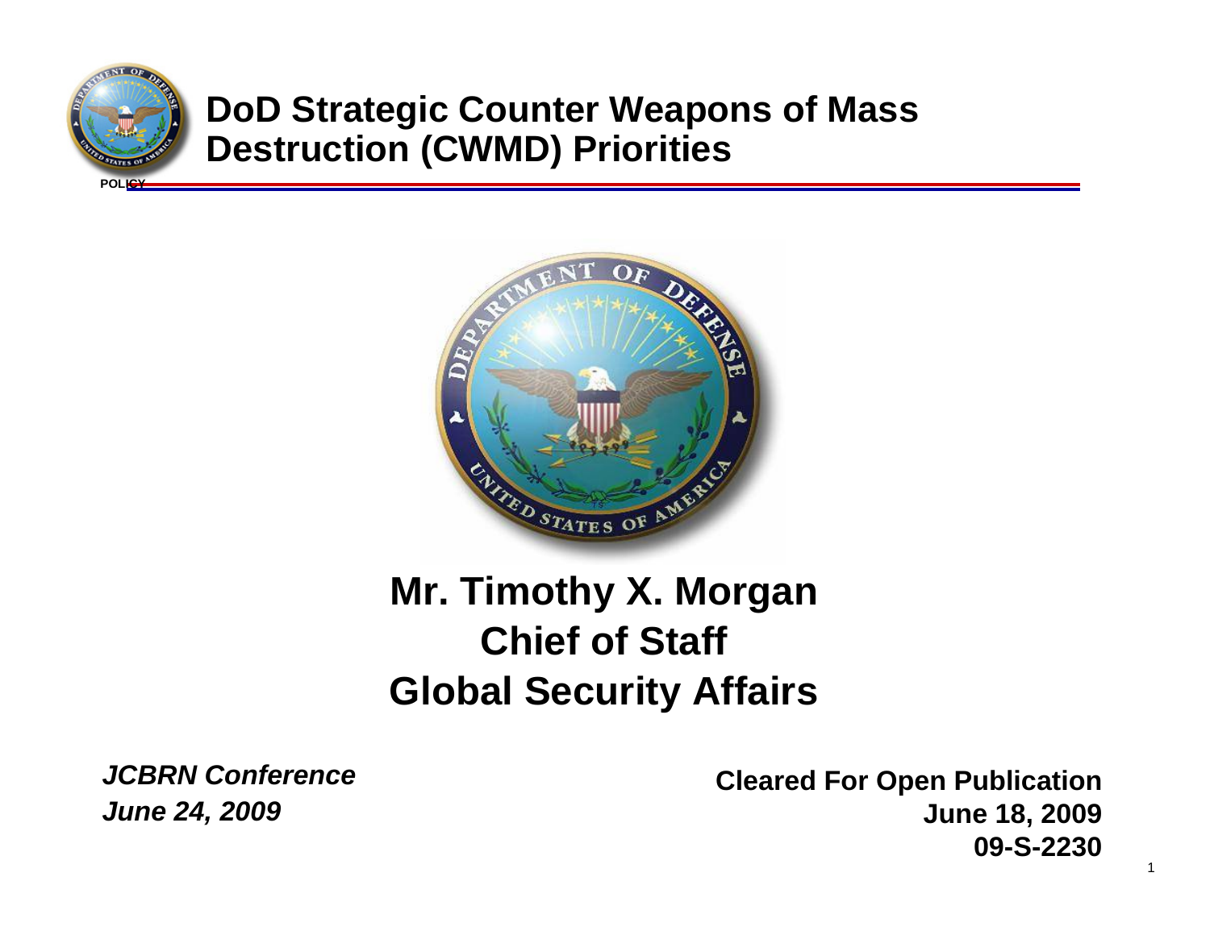# DoD Strategic Counter Weapons of Mass Destruction (CWMD) Priorities

POLICY

## Mr. Timothy X. Morgan
## Chief of Staff
## Global Security Affairs

***JCBRN Conference***
***June 24, 2009***

**Cleared For Open Publication**
**June 18, 2009**
**09-S-2230**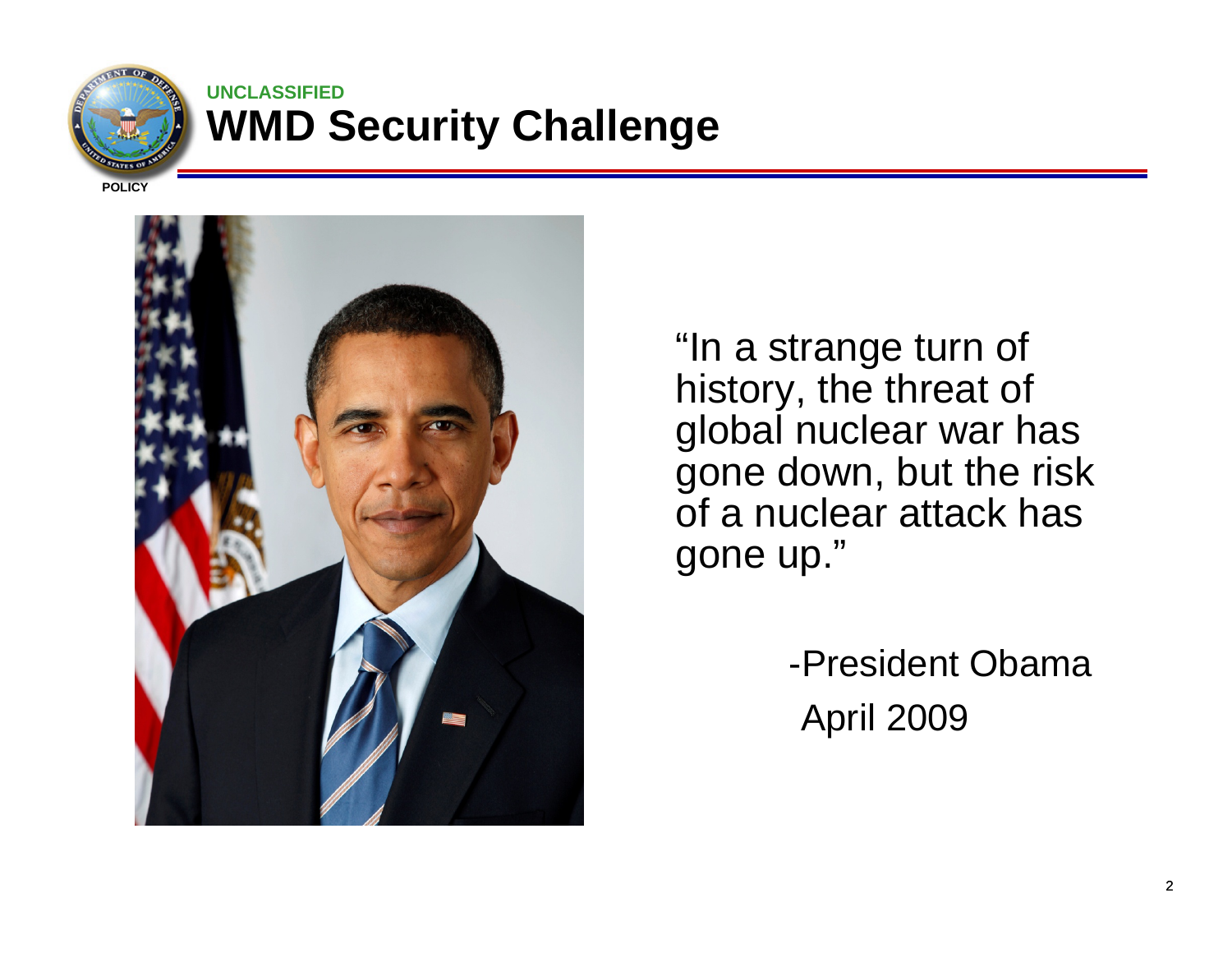UNCLASSIFIED

# WMD Security Challenge

POLICY

"In a strange turn of history, the threat of global nuclear war has gone down, but the risk of a nuclear attack has gone up."

-President Obama
April 2009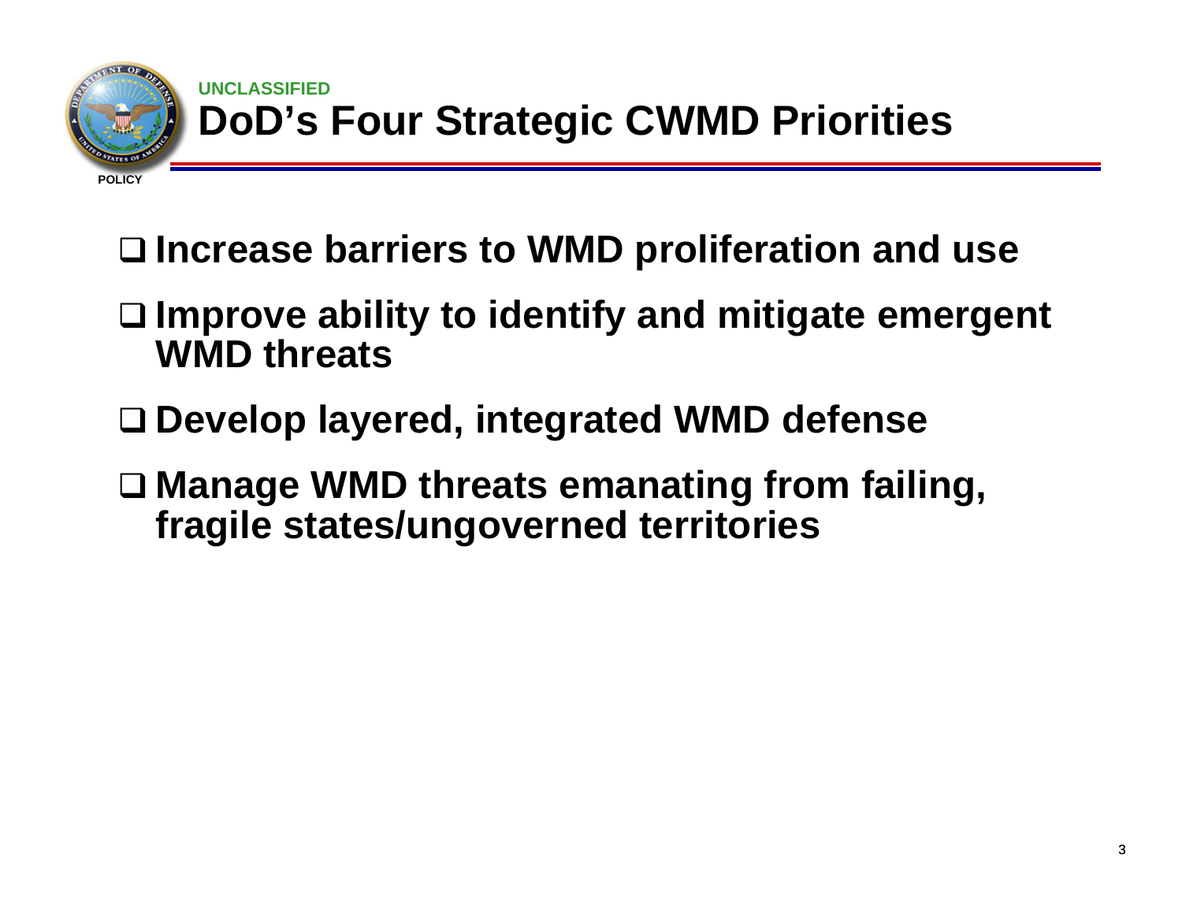UNCLASSIFIED

# DoD's Four Strategic CWMD Priorities

POLICY

- Increase barriers to WMD proliferation and use
- Improve ability to identify and mitigate emergent WMD threats
- Develop layered, integrated WMD defense
- Manage WMD threats emanating from failing, fragile states/ungoverned territories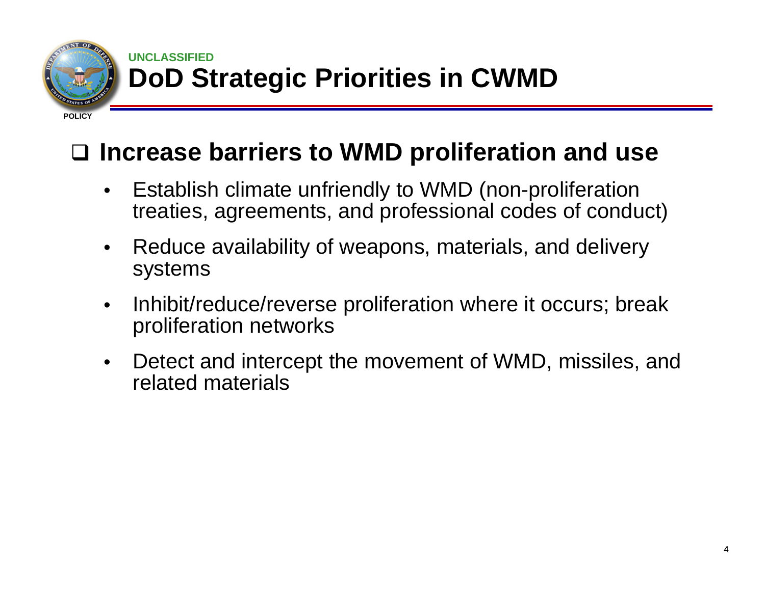UNCLASSIFIED

# DoD Strategic Priorities in CWMD

POLICY

## Increase barriers to WMD proliferation and use

- Establish climate unfriendly to WMD (non-proliferation treaties, agreements, and professional codes of conduct)
- Reduce availability of weapons, materials, and delivery systems
- Inhibit/reduce/reverse proliferation where it occurs; break proliferation networks
- Detect and intercept the movement of WMD, missiles, and related materials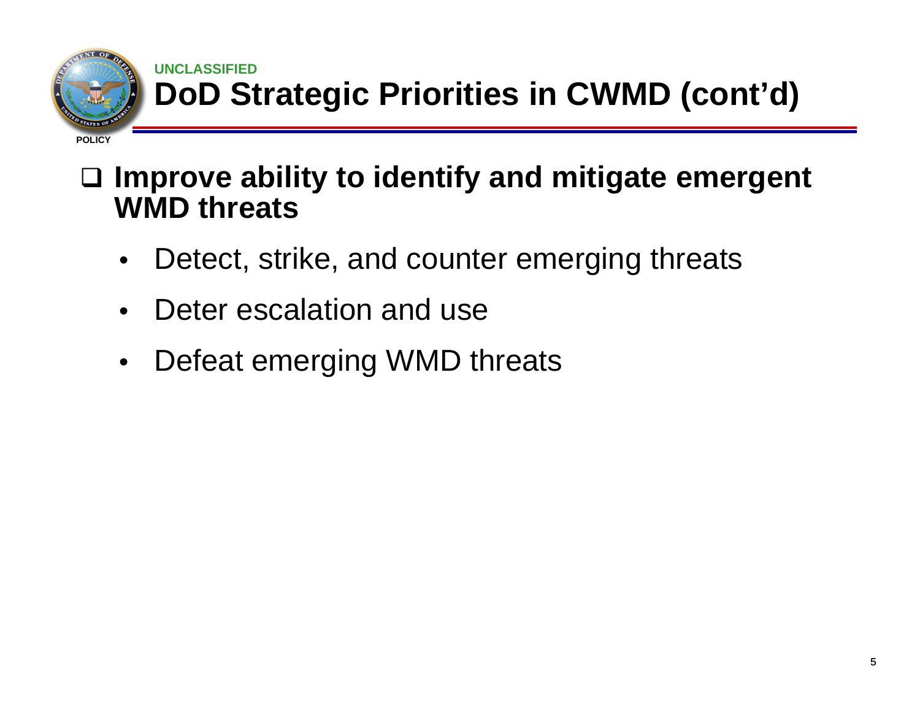UNCLASSIFIED

# DoD Strategic Priorities in CWMD (cont'd)

POLICY

- **Improve ability to identify and mitigate emergent WMD threats**
  - Detect, strike, and counter emerging threats
  - Deter escalation and use
  - Defeat emerging WMD threats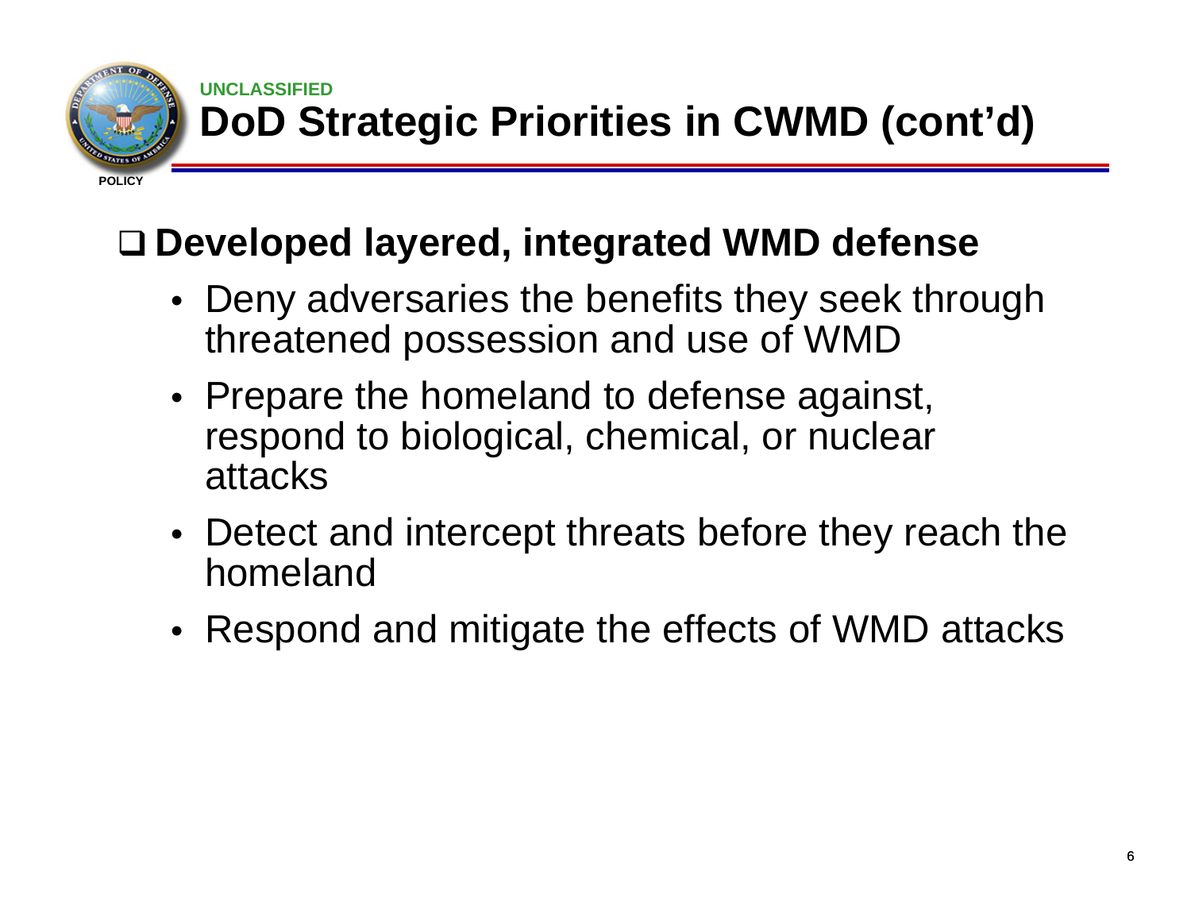UNCLASSIFIED

# DoD Strategic Priorities in CWMD (cont'd)

POLICY

## ❑ Developed layered, integrated WMD defense

- Deny adversaries the benefits they seek through threatened possession and use of WMD
- Prepare the homeland to defense against, respond to biological, chemical, or nuclear attacks
- Detect and intercept threats before they reach the homeland
- Respond and mitigate the effects of WMD attacks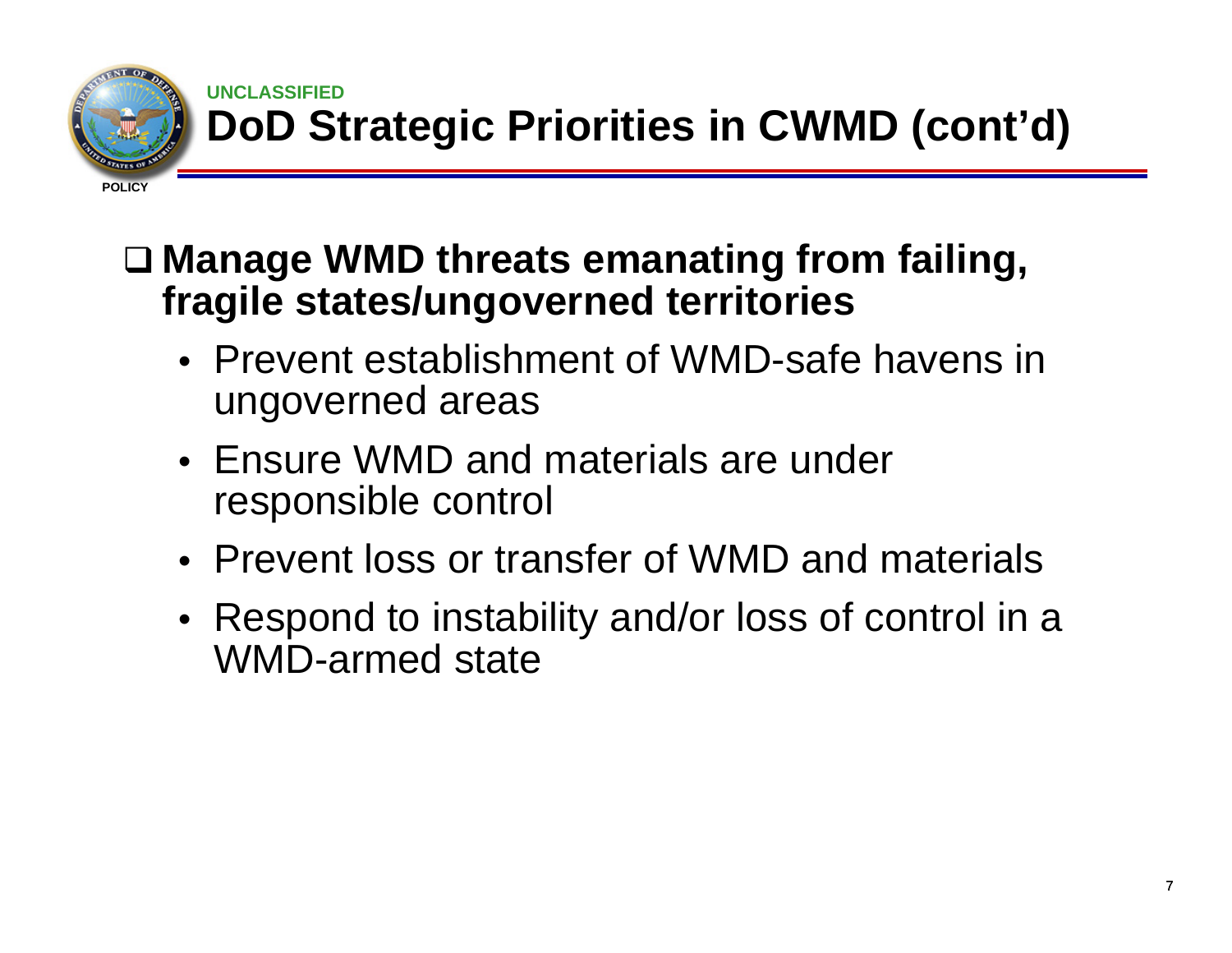UNCLASSIFIED

# DoD Strategic Priorities in CWMD (cont'd)

POLICY

- **Manage WMD threats emanating from failing, fragile states/ungoverned territories**
  - Prevent establishment of WMD-safe havens in ungoverned areas
  - Ensure WMD and materials are under responsible control
  - Prevent loss or transfer of WMD and materials
  - Respond to instability and/or loss of control in a WMD-armed state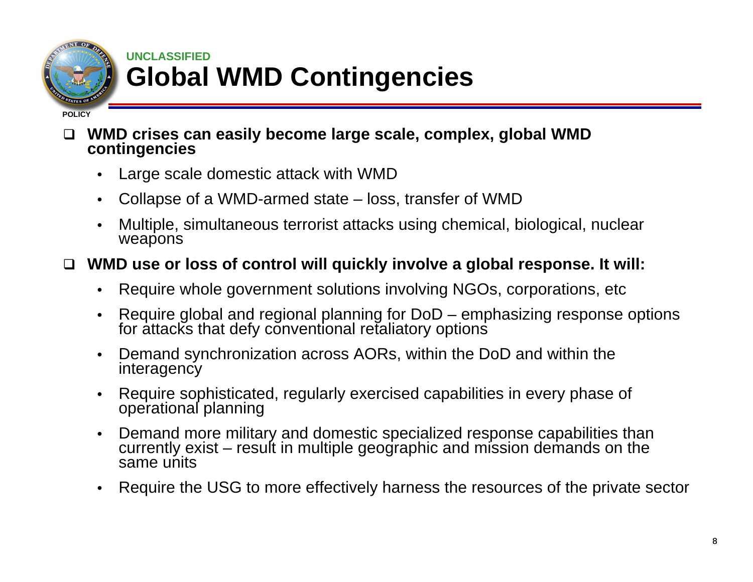UNCLASSIFIED

# Global WMD Contingencies

POLICY

- **WMD crises can easily become large scale, complex, global WMD contingencies**
  - Large scale domestic attack with WMD
  - Collapse of a WMD-armed state – loss, transfer of WMD
  - Multiple, simultaneous terrorist attacks using chemical, biological, nuclear weapons
- **WMD use or loss of control will quickly involve a global response. It will:**
  - Require whole government solutions involving NGOs, corporations, etc
  - Require global and regional planning for DoD – emphasizing response options for attacks that defy conventional retaliatory options
  - Demand synchronization across AORs, within the DoD and within the interagency
  - Require sophisticated, regularly exercised capabilities in every phase of operational planning
  - Demand more military and domestic specialized response capabilities than currently exist – result in multiple geographic and mission demands on the same units
  - Require the USG to more effectively harness the resources of the private sector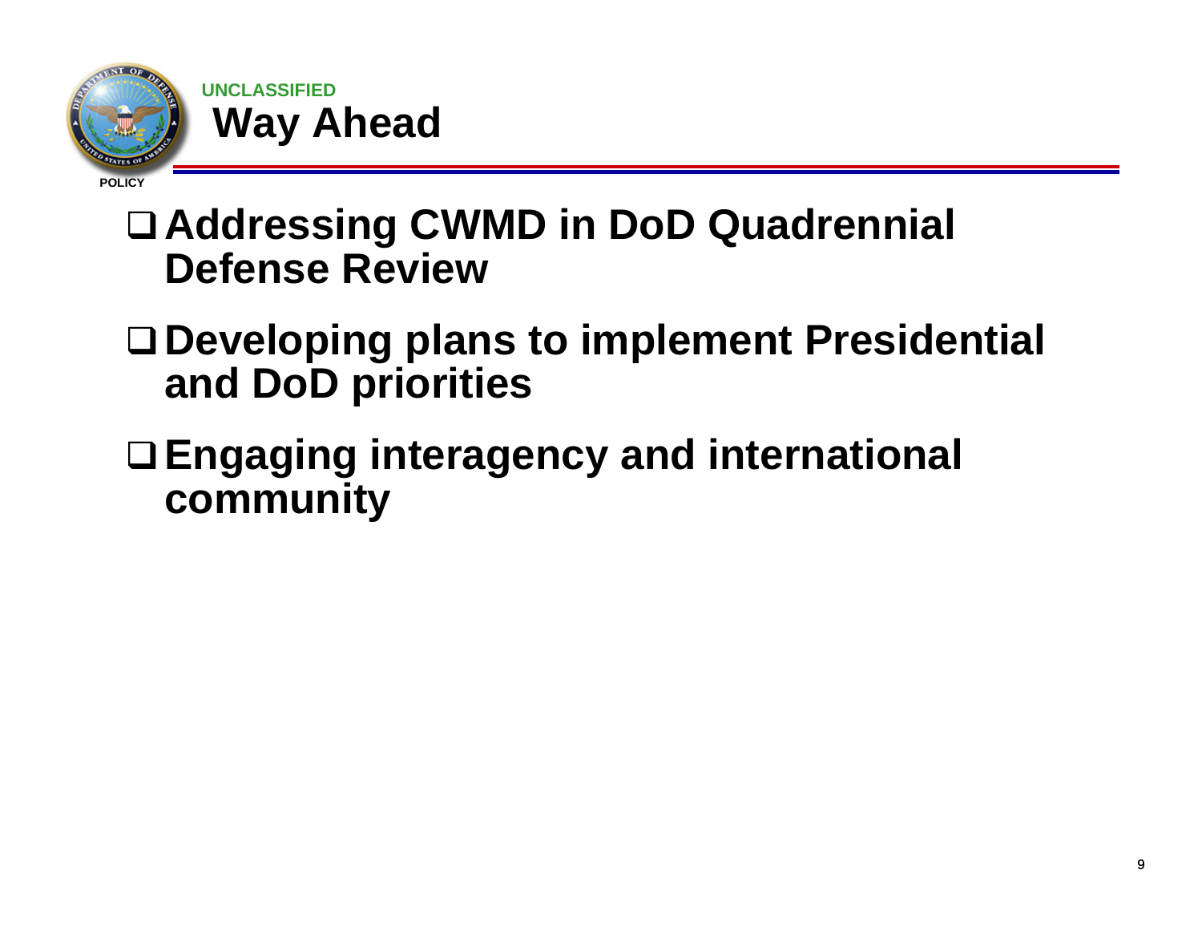UNCLASSIFIED

# Way Ahead

POLICY

- Addressing CWMD in DoD Quadrennial Defense Review
- Developing plans to implement Presidential and DoD priorities
- Engaging interagency and international community